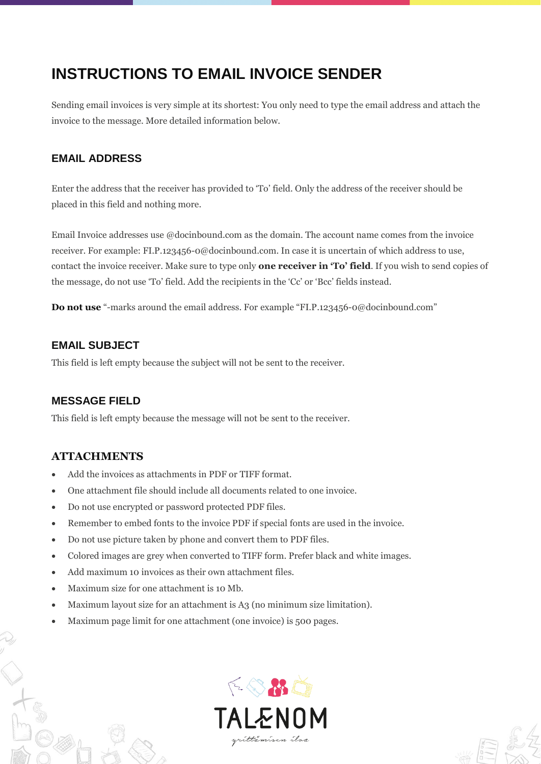# INSTRUCTIONS TO EMAIL INVOICE SENDER

Sending email invoices is very simple at its shortest: You only need to type the email address and attach the invoice to the message. More detailed information below.

## EMAIL ADDRESS

Enter the address that the receiver has provided to 'To' field. Only the address of the receiver should be placed in this field and nothing more.

Email Invoice addresses use @docinbound.com as the domain. The account name comes from the invoice receiver. For example: FI.P.123456-0@docinbound.com. In case it is uncertain of which address to use, contact the invoice receiver. Make sure to type only **one receiver in 'To' field**. If you wish to send copies of the message, do not use 'To' field. Add the recipients in the 'Cc' or 'Bcc' fields instead.

**Do not use** "-marks around the email address. For example "FI.P.123456-0@docinbound.com"

## EMAIL SUBJECT

This field is left empty because the subject will not be sent to the receiver.

## MESSAGE FIELD

This field is left empty because the message will not be sent to the receiver.

## ATTACHMENTS

- Add the invoices as attachments in PDF or TIFF format.
- One attachment file should include all documents related to one invoice.
- Do not use encrypted or password protected PDF files.
- Remember to embed fonts to the invoice PDF if special fonts are used in the invoice.
- Do not use picture taken by phone and convert them to PDF files.
- Colored images are grey when converted to TIFF form. Prefer black and white images.
- Add maximum 10 invoices as their own attachment files.
- Maximum size for one attachment is 10 Mb.
- Maximum layout size for an attachment is A3 (no minimum size limitation).
- Maximum page limit for one attachment (one invoice) is 500 pages.

TALENOM

yrittämisen iloa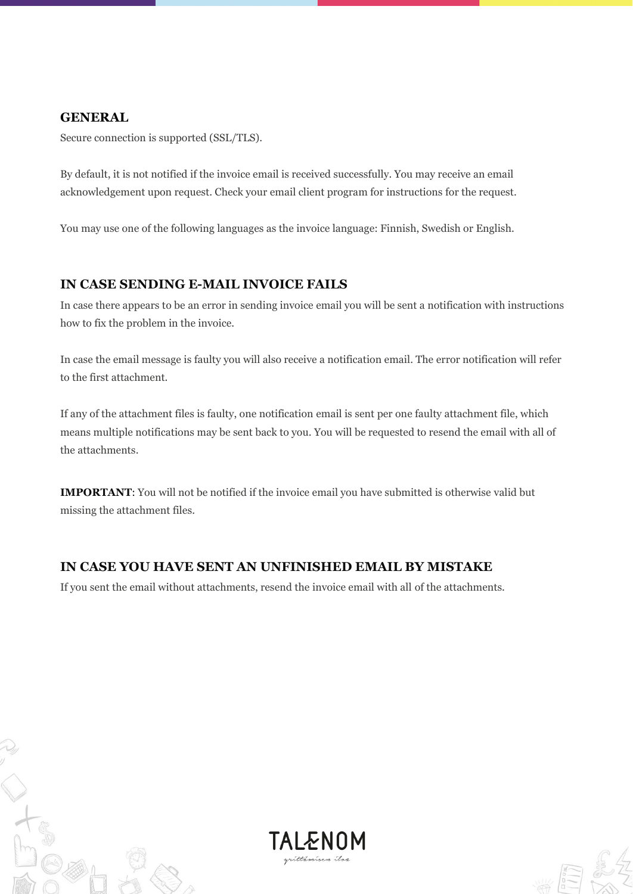## GENERAL

Secure connection is supported (SSL/TLS).

By default, it is not notified if the invoice email is received successfully. You may receive an email acknowledgement upon request. Check your email client program for instructions for the request.

You may use one of the following languages as the invoice language: Finnish, Swedish or English.

## IN CASE SENDING E-MAIL INVOICE FAILS

In case there appears to be an error in sending invoice email you will be sent a notification with instructions how to fix the problem in the invoice.

In case the email message is faulty you will also receive a notification email. The error notification will refer to the first attachment.

If any of the attachment files is faulty, one notification email is sent per one faulty attachment file, which means multiple notifications may be sent back to you. You will be requested to resend the email with all of the attachments.

**IMPORTANT**: You will not be notified if the invoice email you have submitted is otherwise valid but missing the attachment files.

## IN CASE YOU HAVE SENT AN UNFINISHED EMAIL BY MISTAKE

If you sent the email without attachments, resend the invoice email with all of the attachments.